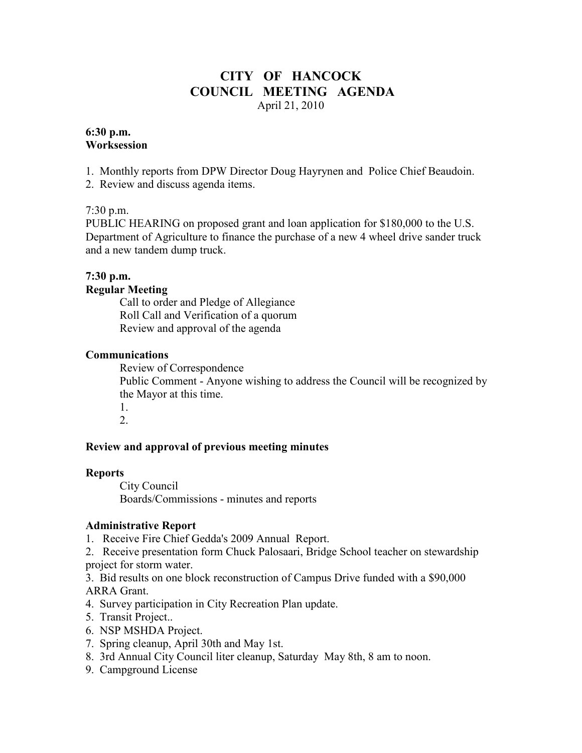# CITY OF HANCOCK
## COUNCIL MEETING AGENDA

April 21, 2010

**6:30 p.m.**
**Worksession**

1. Monthly reports from DPW Director Doug Hayrynen and Police Chief Beaudoin.
2. Review and discuss agenda items.

7:30 p.m.
PUBLIC HEARING on proposed grant and loan application for $180,000 to the U.S. Department of Agriculture to finance the purchase of a new 4 wheel drive sander truck and a new tandem dump truck.

**7:30 p.m.**
**Regular Meeting**

Call to order and Pledge of Allegiance
Roll Call and Verification of a quorum
Review and approval of the agenda

**Communications**

Review of Correspondence
Public Comment - Anyone wishing to address the Council will be recognized by the Mayor at this time.
1.
2.

**Review and approval of previous meeting minutes**

**Reports**

City Council
Boards/Commissions - minutes and reports

**Administrative Report**

1. Receive Fire Chief Gedda's 2009 Annual Report.
2. Receive presentation form Chuck Palosaari, Bridge School teacher on stewardship project for storm water.
3. Bid results on one block reconstruction of Campus Drive funded with a $90,000 ARRA Grant.
4. Survey participation in City Recreation Plan update.
5. Transit Project..
6. NSP MSHDA Project.
7. Spring cleanup, April 30th and May 1st.
8. 3rd Annual City Council liter cleanup, Saturday May 8th, 8 am to noon.
9. Campground License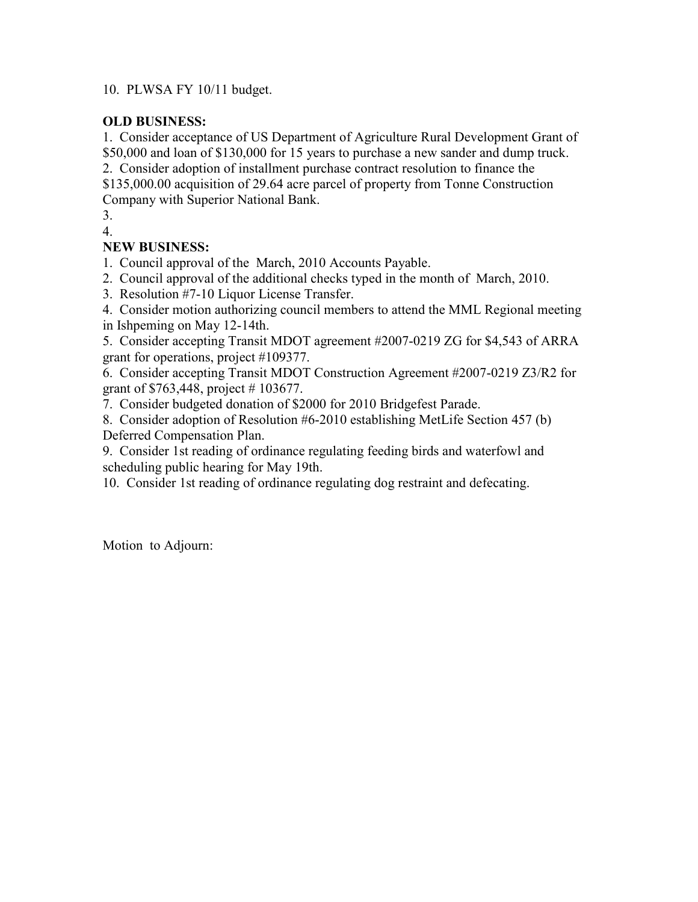10. PLWSA FY 10/11 budget.

**OLD BUSINESS:**

1. Consider acceptance of US Department of Agriculture Rural Development Grant of $50,000 and loan of $130,000 for 15 years to purchase a new sander and dump truck.
2. Consider adoption of installment purchase contract resolution to finance the $135,000.00 acquisition of 29.64 acre parcel of property from Tonne Construction Company with Superior National Bank.
3.
4.

**NEW BUSINESS:**

1. Council approval of the March, 2010 Accounts Payable.
2. Council approval of the additional checks typed in the month of March, 2010.
3. Resolution #7-10 Liquor License Transfer.
4. Consider motion authorizing council members to attend the MML Regional meeting in Ishpeming on May 12-14th.
5. Consider accepting Transit MDOT agreement #2007-0219 ZG for $4,543 of ARRA grant for operations, project #109377.
6. Consider accepting Transit MDOT Construction Agreement #2007-0219 Z3/R2 for grant of $763,448, project # 103677.
7. Consider budgeted donation of $2000 for 2010 Bridgefest Parade.
8. Consider adoption of Resolution #6-2010 establishing MetLife Section 457 (b) Deferred Compensation Plan.
9. Consider 1st reading of ordinance regulating feeding birds and waterfowl and scheduling public hearing for May 19th.
10. Consider 1st reading of ordinance regulating dog restraint and defecating.

Motion to Adjourn: